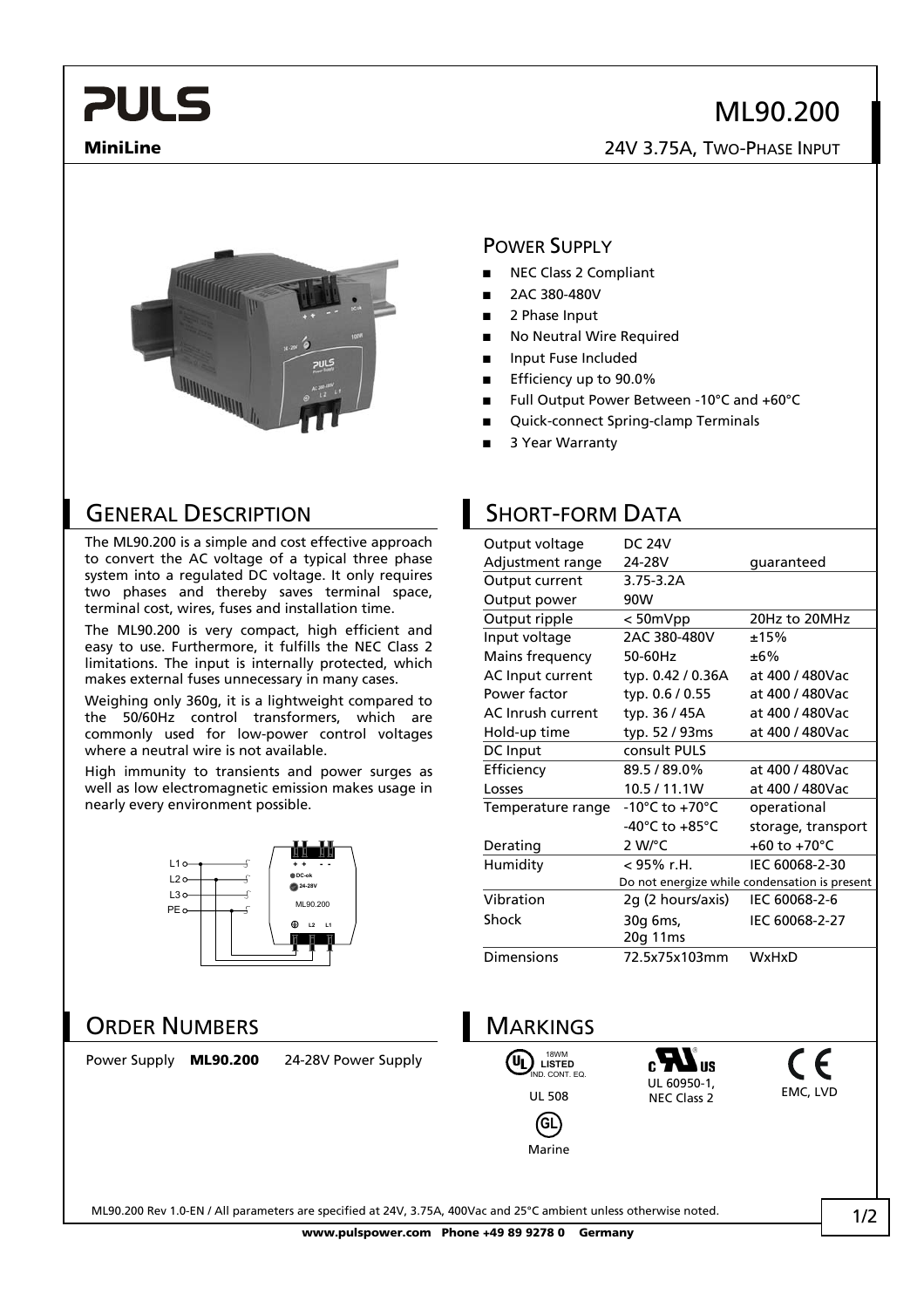# ML90.200

**MiniLine**

24V 3.75A, Two-Phase Input

## Power Supply

- NEC Class 2 Compliant
- 2AC 380-480V
- 2 Phase Input
- No Neutral Wire Required
- Input Fuse Included
- Efficiency up to 90.0%
- Full Output Power Between -10°C and +60°C
- Quick-connect Spring-clamp Terminals
- 3 Year Warranty

## General Description

The ML90.200 is a simple and cost effective approach to convert the AC voltage of a typical three phase system into a regulated DC voltage. It only requires two phases and thereby saves terminal space, terminal cost, wires, fuses and installation time.

The ML90.200 is very compact, high efficient and easy to use. Furthermore, it fulfills the NEC Class 2 limitations. The input is internally protected, which makes external fuses unnecessary in many cases.

Weighing only 360g, it is a lightweight compared to the 50/60Hz control transformers, which are commonly used for low-power control voltages where a neutral wire is not available.

High immunity to transients and power surges as well as low electromagnetic emission makes usage in nearly every environment possible.

## Short-form Data

| | | |
|---|---|---|
| Output voltage | DC 24V | |
| Adjustment range | 24-28V | guaranteed |
| Output current | 3.75-3.2A | |
| Output power | 90W | |
| Output ripple | < 50mVpp | 20Hz to 20MHz |
| Input voltage | 2AC 380-480V | ±15% |
| Mains frequency | 50-60Hz | ±6% |
| AC Input current | typ. 0.42 / 0.36A | at 400 / 480Vac |
| Power factor | typ. 0.6 / 0.55 | at 400 / 480Vac |
| AC Inrush current | typ. 36 / 45A | at 400 / 480Vac |
| Hold-up time | typ. 52 / 93ms | at 400 / 480Vac |
| DC Input | consult PULS | |
| Efficiency | 89.5 / 89.0% | at 400 / 480Vac |
| Losses | 10.5 / 11.1W | at 400 / 480Vac |
| Temperature range | -10°C to +70°C | operational |
| | -40°C to +85°C | storage, transport |
| Derating | 2 W/°C | +60 to +70°C |
| Humidity | < 95% r.H. | IEC 60068-2-30 |
| | Do not energize while condensation is present | |
| Vibration | 2g (2 hours/axis) | IEC 60068-2-6 |
| Shock | 30g 6ms, 20g 11ms | IEC 60068-2-27 |
| Dimensions | 72.5x75x103mm | WxHxD |

## Order Numbers

| | | |
|---|---|---|
| Power Supply | **ML90.200** | 24-28V Power Supply |

## Markings

18WM LISTED IND. CONT. EQ. — UL 508

UL 60950-1, NEC Class 2

EMC, LVD

Marine

ML90.200 Rev 1.0-EN / All parameters are specified at 24V, 3.75A, 400Vac and 25°C ambient unless otherwise noted.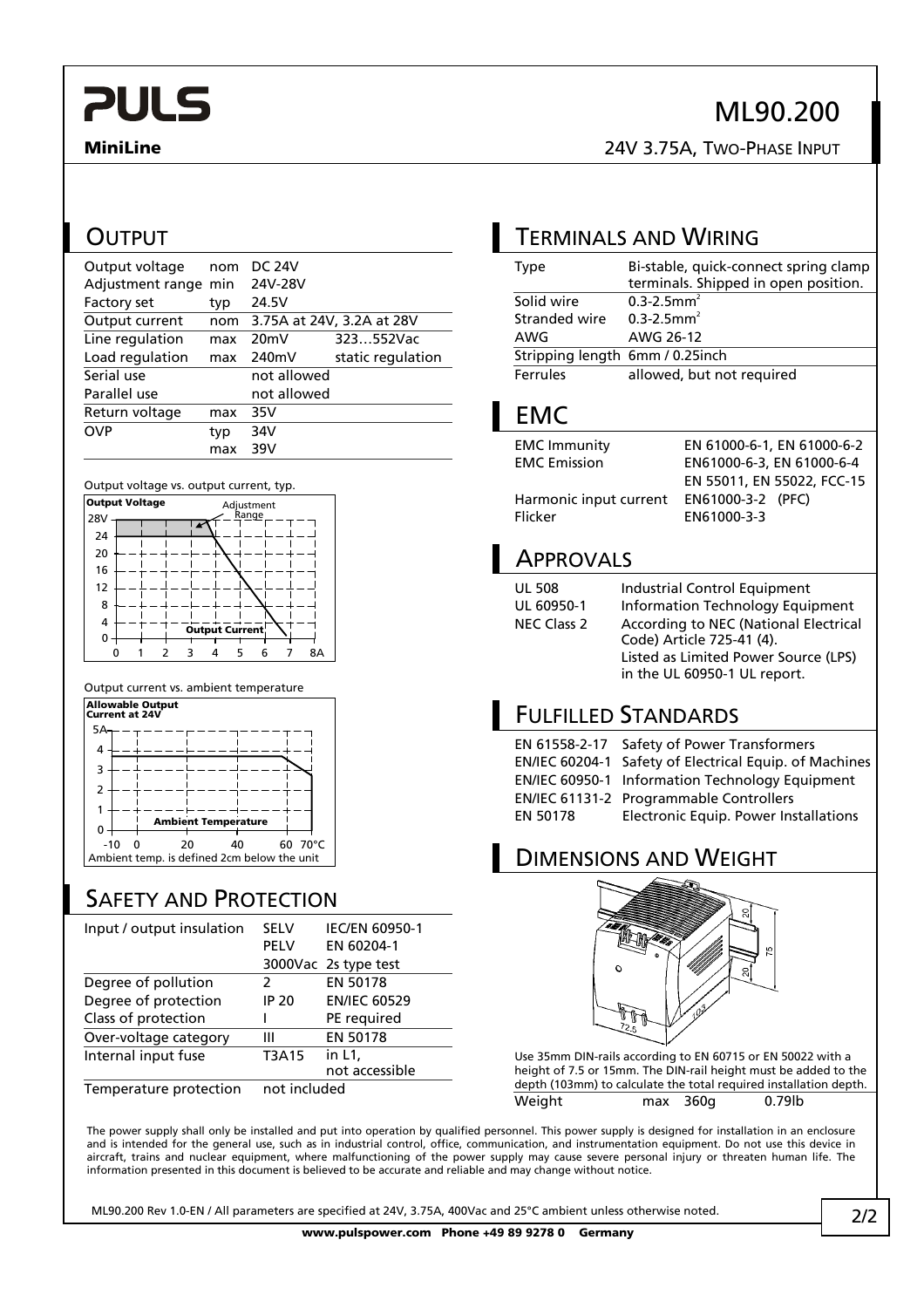# PULS

**MiniLine**

# ML90.200

24V 3.75A, Two-Phase Input

## Output

| | | | |
|---|---|---|---|
| Output voltage | nom | DC 24V | |
| Adjustment range | min | 24V-28V | |
| Factory set | typ | 24.5V | |
| Output current | nom | 3.75A at 24V, 3.2A at 28V | |
| Line regulation | max | 20mV | 323…552Vac |
| Load regulation | max | 240mV | static regulation |
| Serial use | | not allowed | |
| Parallel use | | not allowed | |
| Return voltage | max | 35V | |
| OVP | typ | 34V | |
| | max | 39V | |

Output voltage vs. output current, typ.

Output Voltage
Adjustment Range
28V
24
20
16
12
8
4
0
Output Current
0 1 2 3 4 5 6 7 8A

Output current vs. ambient temperature

Allowable Output Current at 24V
5A
4
3
2
1
0
Ambient Temperature
-10 0 20 40 60 70°C
Ambient temp. is defined 2cm below the unit

## Safety and Protection

| | | |
|---|---|---|
| Input / output insulation | SELV | IEC/EN 60950-1 |
| | PELV | EN 60204-1 |
| | 3000Vac | 2s type test |
| Degree of pollution | 2 | EN 50178 |
| Degree of protection | IP 20 | EN/IEC 60529 |
| Class of protection | I | PE required |
| Over-voltage category | III | EN 50178 |
| Internal input fuse | T3A15 | in L1, not accessible |
| Temperature protection | not included | |

## Terminals and Wiring

| | |
|---|---|
| Type | Bi-stable, quick-connect spring clamp terminals. Shipped in open position. |
| Solid wire | 0.3-2.5mm² |
| Stranded wire | 0.3-2.5mm² |
| AWG | AWG 26-12 |
| Stripping length | 6mm / 0.25inch |
| Ferrules | allowed, but not required |

## EMC

| | |
|---|---|
| EMC Immunity | EN 61000-6-1, EN 61000-6-2 |
| EMC Emission | EN61000-6-3, EN 61000-6-4 |
| | EN 55011, EN 55022, FCC-15 |
| Harmonic input current | EN61000-3-2 (PFC) |
| Flicker | EN61000-3-3 |

## Approvals

| | |
|---|---|
| UL 508 | Industrial Control Equipment |
| UL 60950-1 | Information Technology Equipment |
| NEC Class 2 | According to NEC (National Electrical Code) Article 725-41 (4). |
| | Listed as Limited Power Source (LPS) in the UL 60950-1 UL report. |

## Fulfilled Standards

| | |
|---|---|
| EN 61558-2-17 | Safety of Power Transformers |
| EN/IEC 60204-1 | Safety of Electrical Equip. of Machines |
| EN/IEC 60950-1 | Information Technology Equipment |
| EN/IEC 61131-2 | Programmable Controllers |
| EN 50178 | Electronic Equip. Power Installations |

## Dimensions and Weight

20
75
20
72.5
103

Use 35mm DIN-rails according to EN 60715 or EN 50022 with a height of 7.5 or 15mm. The DIN-rail height must be added to the depth (103mm) to calculate the total required installation depth.

| | | | |
|---|---|---|---|
| Weight | max | 360g | 0.79lb |

The power supply shall only be installed and put into operation by qualified personnel. This power supply is designed for installation in an enclosure and is intended for the general use, such as in industrial control, office, communication, and instrumentation equipment. Do not use this device in aircraft, trains and nuclear equipment, where malfunctioning of the power supply may cause severe personal injury or threaten human life. The information presented in this document is believed to be accurate and reliable and may change without notice.

ML90.200 Rev 1.0-EN / All parameters are specified at 24V, 3.75A, 400Vac and 25°C ambient unless otherwise noted.

**www.pulspower.com Phone +49 89 9278 0 Germany**